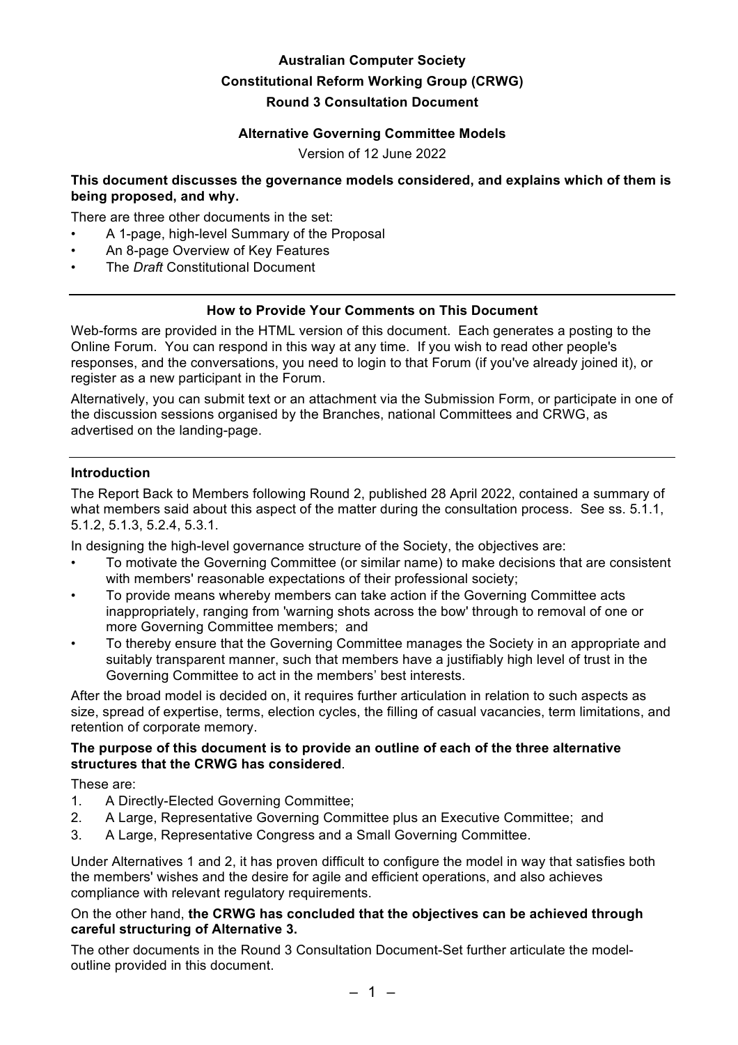# Australian Computer Society

## Constitutional Reform Working Group (CRWG)

## Round 3 Consultation Document

### Alternative Governing Committee Models

Version of 12 June 2022

**This document discusses the governance models considered, and explains which of them is being proposed, and why.**

There are three other documents in the set:

- A 1-page, high-level Summary of the Proposal
- An 8-page Overview of Key Features
- The *Draft* Constitutional Document

---

### How to Provide Your Comments on This Document

Web-forms are provided in the HTML version of this document. Each generates a posting to the Online Forum. You can respond in this way at any time. If you wish to read other people's responses, and the conversations, you need to login to that Forum (if you've already joined it), or register as a new participant in the Forum.

Alternatively, you can submit text or an attachment via the Submission Form, or participate in one of the discussion sessions organised by the Branches, national Committees and CRWG, as advertised on the landing-page.

---

### Introduction

The Report Back to Members following Round 2, published 28 April 2022, contained a summary of what members said about this aspect of the matter during the consultation process. See ss. 5.1.1, 5.1.2, 5.1.3, 5.2.4, 5.3.1.

In designing the high-level governance structure of the Society, the objectives are:

- To motivate the Governing Committee (or similar name) to make decisions that are consistent with members' reasonable expectations of their professional society;
- To provide means whereby members can take action if the Governing Committee acts inappropriately, ranging from 'warning shots across the bow' through to removal of one or more Governing Committee members; and
- To thereby ensure that the Governing Committee manages the Society in an appropriate and suitably transparent manner, such that members have a justifiably high level of trust in the Governing Committee to act in the members' best interests.

After the broad model is decided on, it requires further articulation in relation to such aspects as size, spread of expertise, terms, election cycles, the filling of casual vacancies, term limitations, and retention of corporate memory.

**The purpose of this document is to provide an outline of each of the three alternative structures that the CRWG has considered**.

These are:

1. A Directly-Elected Governing Committee;
2. A Large, Representative Governing Committee plus an Executive Committee; and
3. A Large, Representative Congress and a Small Governing Committee.

Under Alternatives 1 and 2, it has proven difficult to configure the model in way that satisfies both the members' wishes and the desire for agile and efficient operations, and also achieves compliance with relevant regulatory requirements.

On the other hand, **the CRWG has concluded that the objectives can be achieved through careful structuring of Alternative 3.**

The other documents in the Round 3 Consultation Document-Set further articulate the model-outline provided in this document.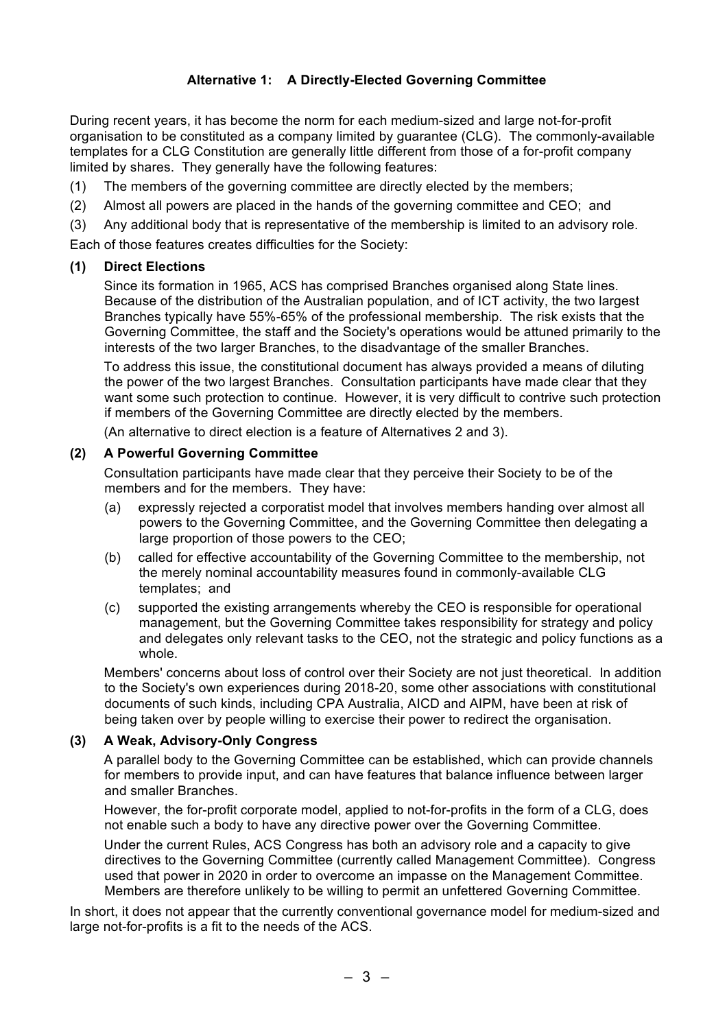## Alternative 1: A Directly-Elected Governing Committee

During recent years, it has become the norm for each medium-sized and large not-for-profit organisation to be constituted as a company limited by guarantee (CLG). The commonly-available templates for a CLG Constitution are generally little different from those of a for-profit company limited by shares. They generally have the following features:

(1) The members of the governing committee are directly elected by the members;

(2) Almost all powers are placed in the hands of the governing committee and CEO; and

(3) Any additional body that is representative of the membership is limited to an advisory role.

Each of those features creates difficulties for the Society:

### (1) Direct Elections

Since its formation in 1965, ACS has comprised Branches organised along State lines. Because of the distribution of the Australian population, and of ICT activity, the two largest Branches typically have 55%-65% of the professional membership. The risk exists that the Governing Committee, the staff and the Society's operations would be attuned primarily to the interests of the two larger Branches, to the disadvantage of the smaller Branches.

To address this issue, the constitutional document has always provided a means of diluting the power of the two largest Branches. Consultation participants have made clear that they want some such protection to continue. However, it is very difficult to contrive such protection if members of the Governing Committee are directly elected by the members.

(An alternative to direct election is a feature of Alternatives 2 and 3).

### (2) A Powerful Governing Committee

Consultation participants have made clear that they perceive their Society to be of the members and for the members. They have:

(a) expressly rejected a corporatist model that involves members handing over almost all powers to the Governing Committee, and the Governing Committee then delegating a large proportion of those powers to the CEO;

(b) called for effective accountability of the Governing Committee to the membership, not the merely nominal accountability measures found in commonly-available CLG templates; and

(c) supported the existing arrangements whereby the CEO is responsible for operational management, but the Governing Committee takes responsibility for strategy and policy and delegates only relevant tasks to the CEO, not the strategic and policy functions as a whole.

Members' concerns about loss of control over their Society are not just theoretical. In addition to the Society's own experiences during 2018-20, some other associations with constitutional documents of such kinds, including CPA Australia, AICD and AIPM, have been at risk of being taken over by people willing to exercise their power to redirect the organisation.

### (3) A Weak, Advisory-Only Congress

A parallel body to the Governing Committee can be established, which can provide channels for members to provide input, and can have features that balance influence between larger and smaller Branches.

However, the for-profit corporate model, applied to not-for-profits in the form of a CLG, does not enable such a body to have any directive power over the Governing Committee.

Under the current Rules, ACS Congress has both an advisory role and a capacity to give directives to the Governing Committee (currently called Management Committee). Congress used that power in 2020 in order to overcome an impasse on the Management Committee. Members are therefore unlikely to be willing to permit an unfettered Governing Committee.

In short, it does not appear that the currently conventional governance model for medium-sized and large not-for-profits is a fit to the needs of the ACS.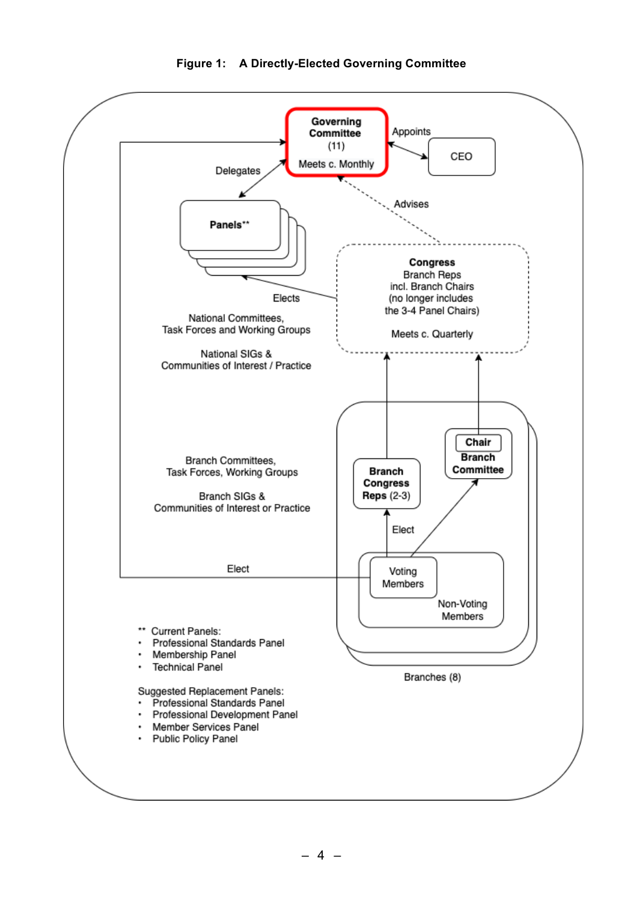**Figure 1: A Directly-Elected Governing Committee**

**Governing Committee** (11)
Meets c. Monthly

Appoints

CEO

Delegates

**Panels****

Advises

**Congress**
Branch Reps
incl. Branch Chairs
(no longer includes
the 3-4 Panel Chairs)

Meets c. Quarterly

Elects

National Committees,
Task Forces and Working Groups

National SIGs &
Communities of Interest / Practice

Branch Committees,
Task Forces, Working Groups

Branch SIGs &
Communities of Interest or Practice

**Chair**
**Branch Committee**

**Branch Congress Reps** (2-3)

Elect

Elect

Voting Members

Non-Voting Members

Branches (8)

** Current Panels:

- Professional Standards Panel
- Membership Panel
- Technical Panel

Suggested Replacement Panels:

- Professional Standards Panel
- Professional Development Panel
- Member Services Panel
- Public Policy Panel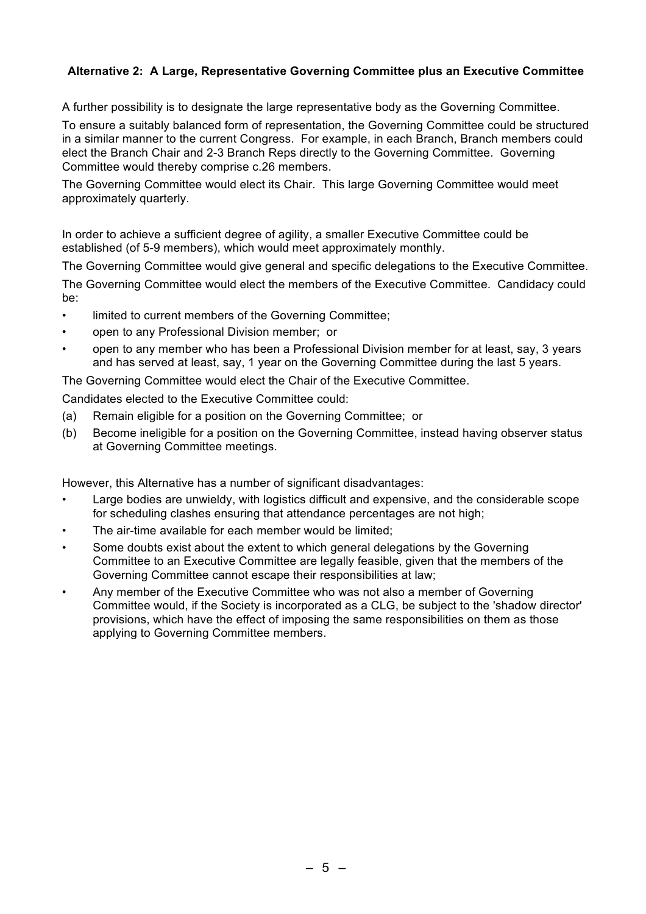### Alternative 2: A Large, Representative Governing Committee plus an Executive Committee

A further possibility is to designate the large representative body as the Governing Committee.

To ensure a suitably balanced form of representation, the Governing Committee could be structured in a similar manner to the current Congress. For example, in each Branch, Branch members could elect the Branch Chair and 2-3 Branch Reps directly to the Governing Committee. Governing Committee would thereby comprise c.26 members.

The Governing Committee would elect its Chair. This large Governing Committee would meet approximately quarterly.

In order to achieve a sufficient degree of agility, a smaller Executive Committee could be established (of 5-9 members), which would meet approximately monthly.

The Governing Committee would give general and specific delegations to the Executive Committee.

The Governing Committee would elect the members of the Executive Committee. Candidacy could be:

- limited to current members of the Governing Committee;
- open to any Professional Division member; or
- open to any member who has been a Professional Division member for at least, say, 3 years and has served at least, say, 1 year on the Governing Committee during the last 5 years.

The Governing Committee would elect the Chair of the Executive Committee.

Candidates elected to the Executive Committee could:

(a) Remain eligible for a position on the Governing Committee; or

(b) Become ineligible for a position on the Governing Committee, instead having observer status at Governing Committee meetings.

However, this Alternative has a number of significant disadvantages:

- Large bodies are unwieldy, with logistics difficult and expensive, and the considerable scope for scheduling clashes ensuring that attendance percentages are not high;
- The air-time available for each member would be limited;
- Some doubts exist about the extent to which general delegations by the Governing Committee to an Executive Committee are legally feasible, given that the members of the Governing Committee cannot escape their responsibilities at law;
- Any member of the Executive Committee who was not also a member of Governing Committee would, if the Society is incorporated as a CLG, be subject to the 'shadow director' provisions, which have the effect of imposing the same responsibilities on them as those applying to Governing Committee members.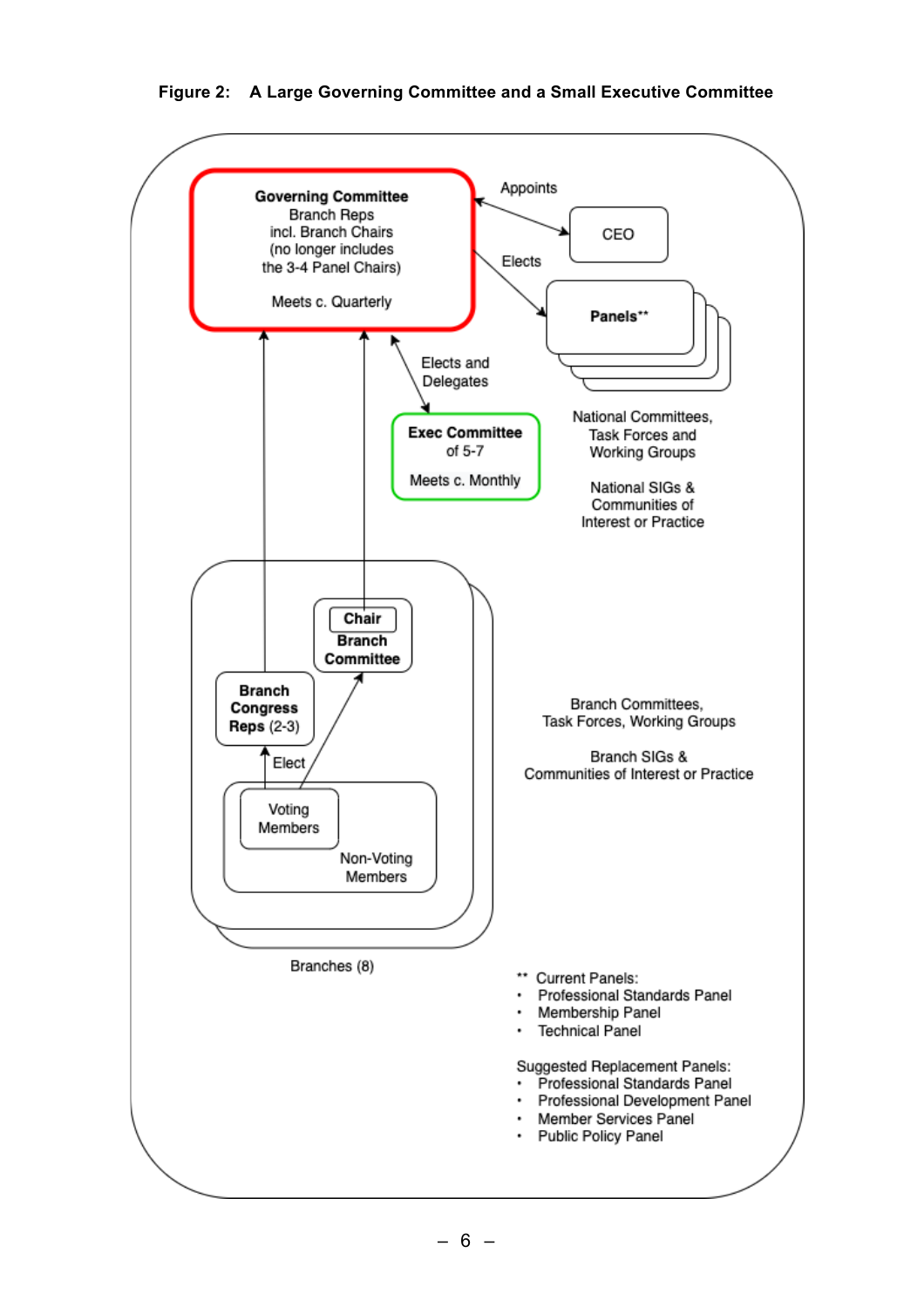**Figure 2: A Large Governing Committee and a Small Executive Committee**

**Governing Committee**
Branch Reps
incl. Branch Chairs
(no longer includes
the 3-4 Panel Chairs)

Meets c. Quarterly

Appoints

CEO

Elects

**Panels****

National Committees,
Task Forces and
Working Groups

National SIGs &
Communities of
Interest or Practice

Elects and
Delegates

**Exec Committee**
of 5-7

Meets c. Monthly

**Chair**
**Branch Committee**

**Branch Congress Reps** (2-3)

Elect

Voting
Members

Non-Voting
Members

Branches (8)

Branch Committees,
Task Forces, Working Groups

Branch SIGs &
Communities of Interest or Practice

** Current Panels:

- Professional Standards Panel
- Membership Panel
- Technical Panel

Suggested Replacement Panels:

- Professional Standards Panel
- Professional Development Panel
- Member Services Panel
- Public Policy Panel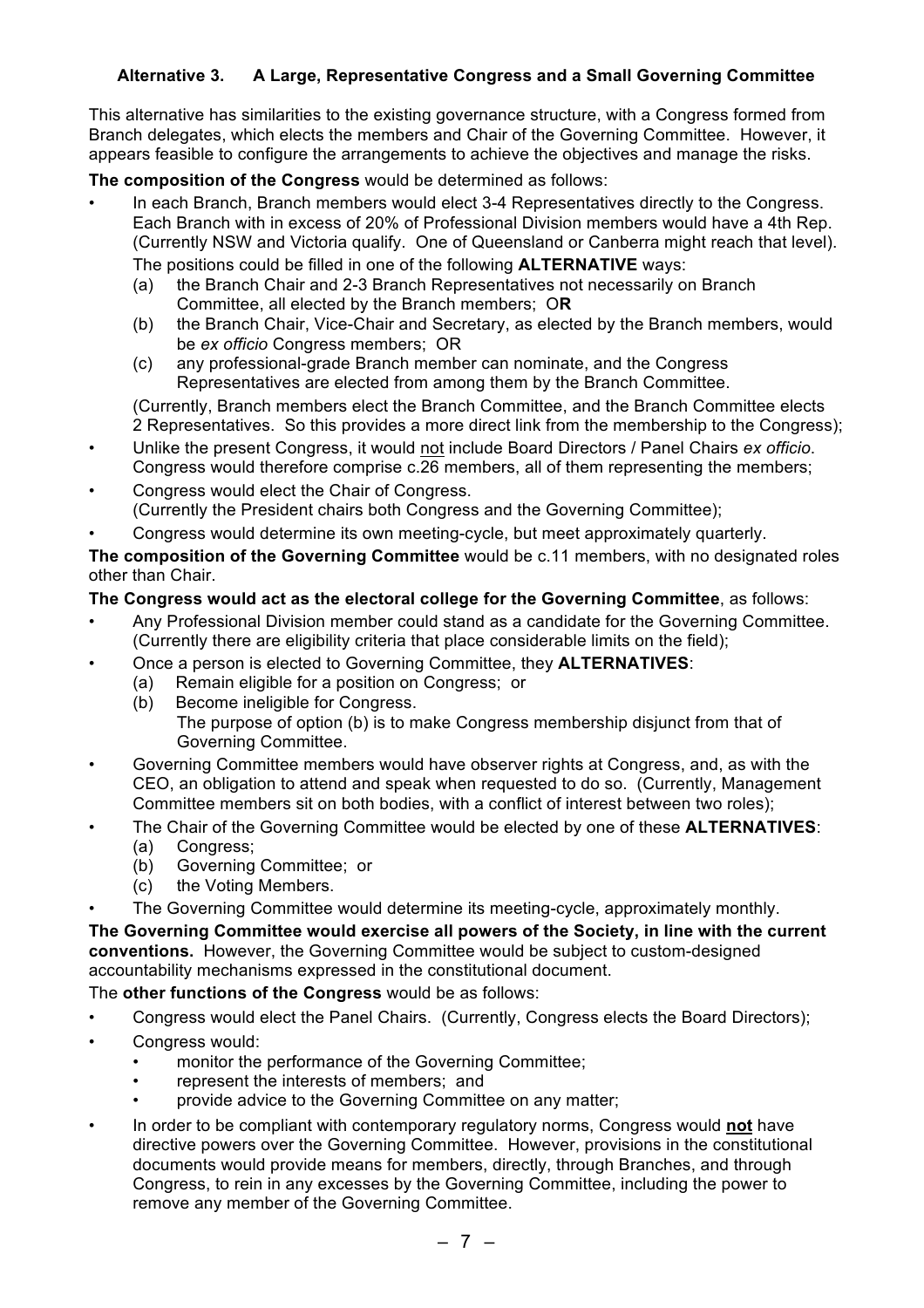### Alternative 3. A Large, Representative Congress and a Small Governing Committee

This alternative has similarities to the existing governance structure, with a Congress formed from Branch delegates, which elects the members and Chair of the Governing Committee. However, it appears feasible to configure the arrangements to achieve the objectives and manage the risks.

**The composition of the Congress** would be determined as follows:

- In each Branch, Branch members would elect 3-4 Representatives directly to the Congress. Each Branch with in excess of 20% of Professional Division members would have a 4th Rep. (Currently NSW and Victoria qualify. One of Queensland or Canberra might reach that level). The positions could be filled in one of the following **ALTERNATIVE** ways:
  - (a) the Branch Chair and 2-3 Branch Representatives not necessarily on Branch Committee, all elected by the Branch members; O**R**
  - (b) the Branch Chair, Vice-Chair and Secretary, as elected by the Branch members, would be *ex officio* Congress members; OR
  - (c) any professional-grade Branch member can nominate, and the Congress Representatives are elected from among them by the Branch Committee.

  (Currently, Branch members elect the Branch Committee, and the Branch Committee elects 2 Representatives. So this provides a more direct link from the membership to the Congress);
- Unlike the present Congress, it would <u>not</u> include Board Directors / Panel Chairs *ex officio*. Congress would therefore comprise c.26 members, all of them representing the members;
- Congress would elect the Chair of Congress. (Currently the President chairs both Congress and the Governing Committee);
- Congress would determine its own meeting-cycle, but meet approximately quarterly.

**The composition of the Governing Committee** would be c.11 members, with no designated roles other than Chair.

**The Congress would act as the electoral college for the Governing Committee**, as follows:

- Any Professional Division member could stand as a candidate for the Governing Committee. (Currently there are eligibility criteria that place considerable limits on the field);
- Once a person is elected to Governing Committee, they **ALTERNATIVES**:
  - (a) Remain eligible for a position on Congress; or
  - (b) Become ineligible for Congress.
    The purpose of option (b) is to make Congress membership disjunct from that of Governing Committee.
- Governing Committee members would have observer rights at Congress, and, as with the CEO, an obligation to attend and speak when requested to do so. (Currently, Management Committee members sit on both bodies, with a conflict of interest between two roles);
- The Chair of the Governing Committee would be elected by one of these **ALTERNATIVES**:
  - (a) Congress;
  - (b) Governing Committee; or
  - (c) the Voting Members.
- The Governing Committee would determine its meeting-cycle, approximately monthly.

**The Governing Committee would exercise all powers of the Society, in line with the current conventions.** However, the Governing Committee would be subject to custom-designed accountability mechanisms expressed in the constitutional document.

The **other functions of the Congress** would be as follows:

- Congress would elect the Panel Chairs. (Currently, Congress elects the Board Directors);
- Congress would:
  - monitor the performance of the Governing Committee;
  - represent the interests of members; and
  - provide advice to the Governing Committee on any matter;
- In order to be compliant with contemporary regulatory norms, Congress would **<u>not</u>** have directive powers over the Governing Committee. However, provisions in the constitutional documents would provide means for members, directly, through Branches, and through Congress, to rein in any excesses by the Governing Committee, including the power to remove any member of the Governing Committee.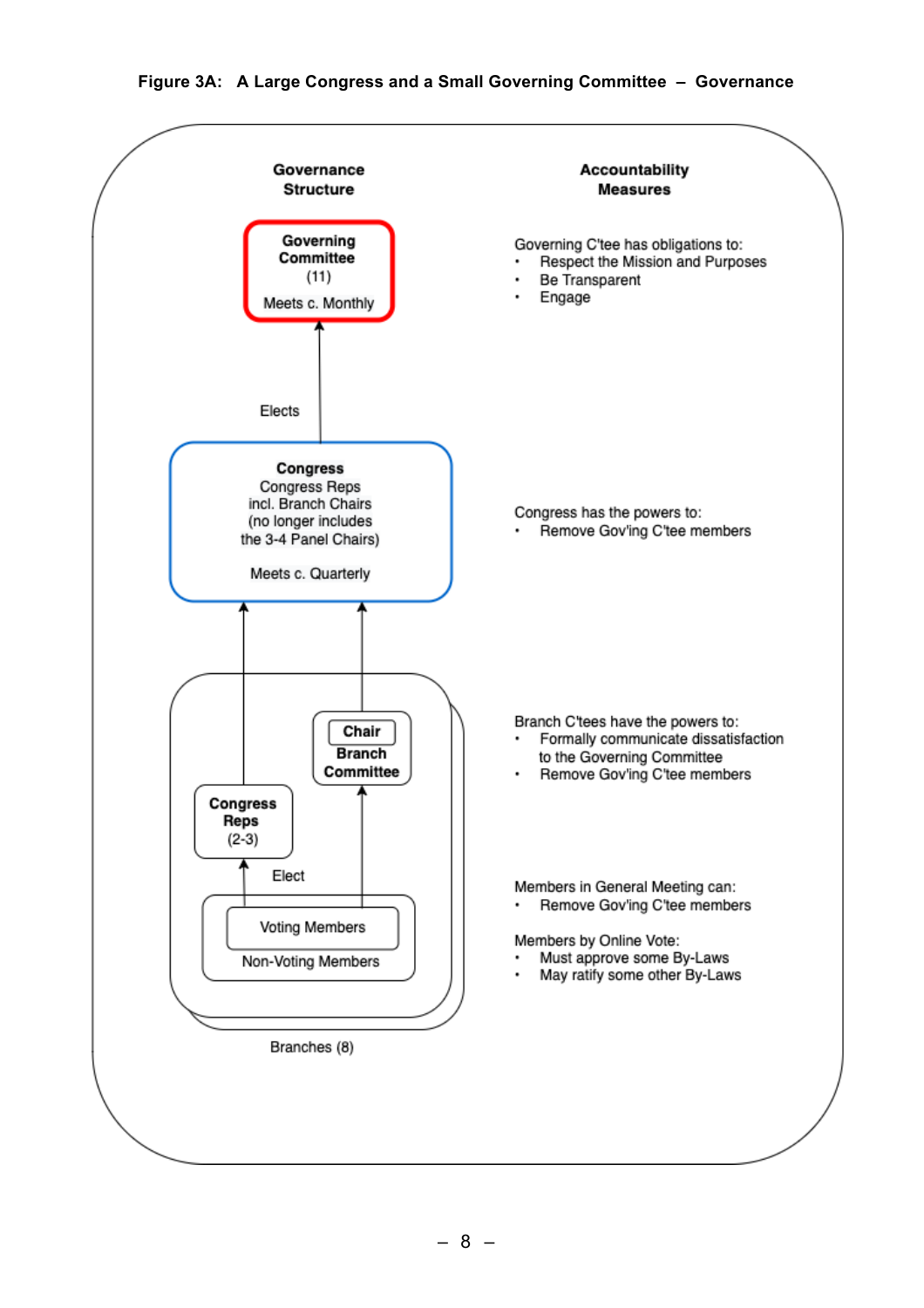**Figure 3A: A Large Congress and a Small Governing Committee – Governance**

**Governance Structure**

**Governing Committee** (11)
Meets c. Monthly

Elects

**Congress**
Congress Reps
incl. Branch Chairs
(no longer includes
the 3-4 Panel Chairs)

Meets c. Quarterly

**Chair**
**Branch Committee**

**Congress Reps** (2-3)

Elect

Voting Members

Non-Voting Members

Branches (8)

**Accountability Measures**

Governing C'tee has obligations to:

- Respect the Mission and Purposes
- Be Transparent
- Engage

Congress has the powers to:

- Remove Gov'ing C'tee members

Branch C'tees have the powers to:

- Formally communicate dissatisfaction to the Governing Committee
- Remove Gov'ing C'tee members

Members in General Meeting can:

- Remove Gov'ing C'tee members

Members by Online Vote:

- Must approve some By-Laws
- May ratify some other By-Laws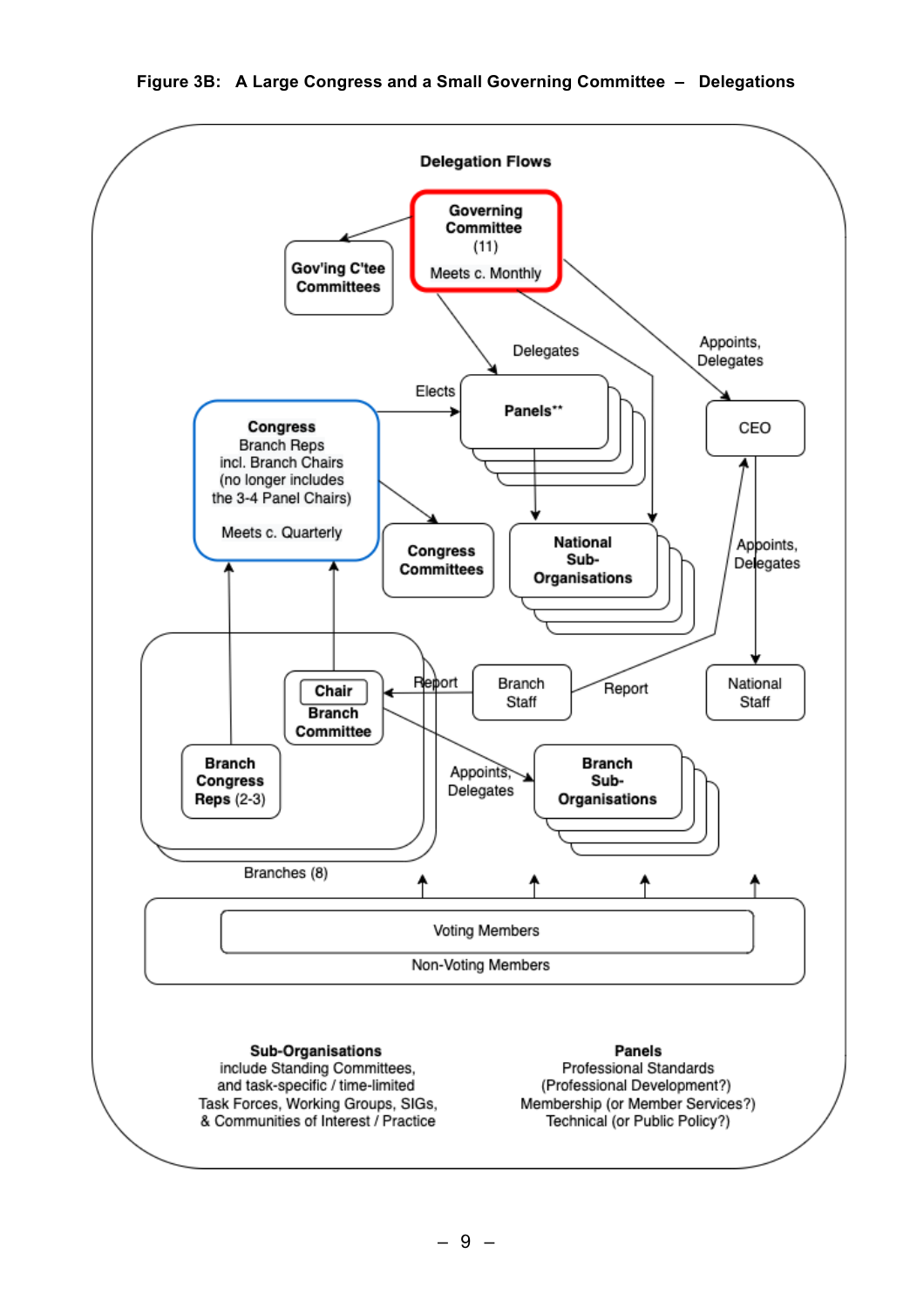**Figure 3B: A Large Congress and a Small Governing Committee – Delegations**

Delegation Flows

Governing Committee (11)
Meets c. Monthly

Gov'ing C'tee Committees

Delegates

Appoints, Delegates

Elects

Panels**

CEO

Congress
Branch Reps
incl. Branch Chairs
(no longer includes
the 3-4 Panel Chairs)

Meets c. Quarterly

Congress Committees

National Sub-Organisations

Appoints, Delegates

Chair
Branch Committee

Report

Branch Staff

Report

National Staff

Branch Congress Reps (2-3)

Appoints, Delegates

Branch Sub-Organisations

Branches (8)

Voting Members

Non-Voting Members

**Sub-Organisations**
include Standing Committees,
and task-specific / time-limited
Task Forces, Working Groups, SIGs,
& Communities of Interest / Practice

**Panels**
Professional Standards
(Professional Development?)
Membership (or Member Services?)
Technical (or Public Policy?)